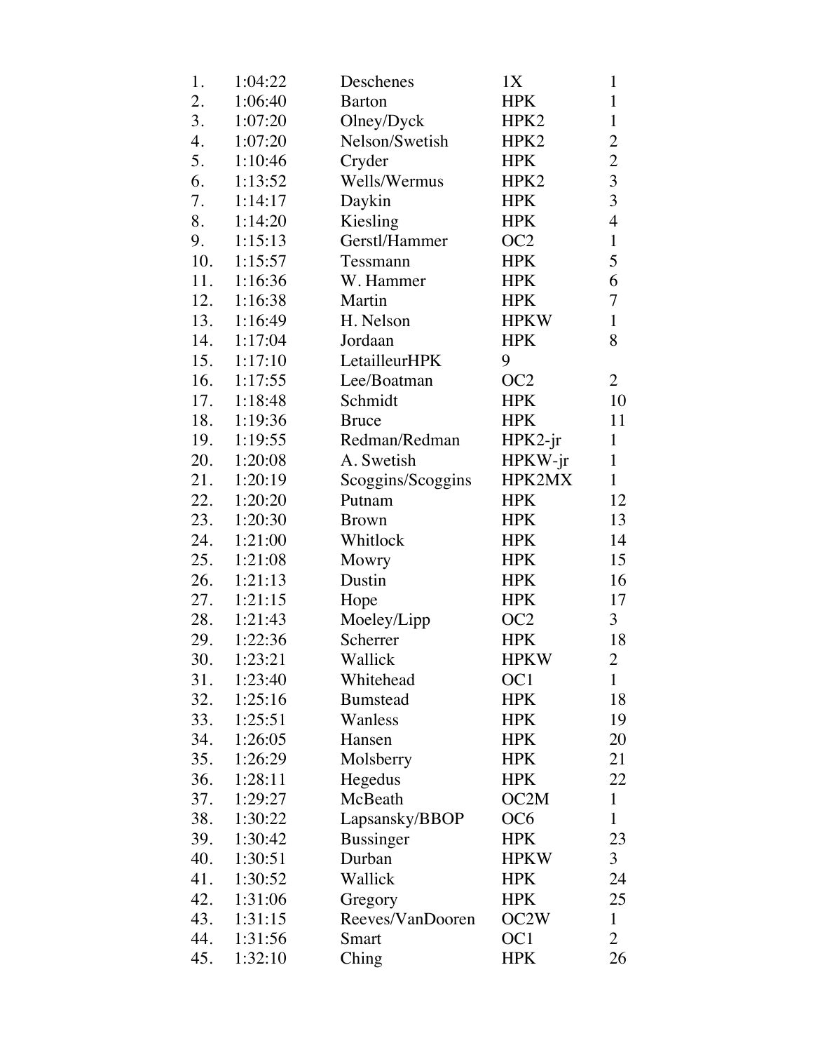| | | | | |
|---|---|---|---|---|
| 1. | 1:04:22 | Deschenes | 1X | 1 |
| 2. | 1:06:40 | Barton | HPK | 1 |
| 3. | 1:07:20 | Olney/Dyck | HPK2 | 1 |
| 4. | 1:07:20 | Nelson/Swetish | HPK2 | 2 |
| 5. | 1:10:46 | Cryder | HPK | 2 |
| 6. | 1:13:52 | Wells/Wermus | HPK2 | 3 |
| 7. | 1:14:17 | Daykin | HPK | 3 |
| 8. | 1:14:20 | Kiesling | HPK | 4 |
| 9. | 1:15:13 | Gerstl/Hammer | OC2 | 1 |
| 10. | 1:15:57 | Tessmann | HPK | 5 |
| 11. | 1:16:36 | W. Hammer | HPK | 6 |
| 12. | 1:16:38 | Martin | HPK | 7 |
| 13. | 1:16:49 | H. Nelson | HPKW | 1 |
| 14. | 1:17:04 | Jordaan | HPK | 8 |
| 15. | 1:17:10 | LetailleurHPK | 9 | |
| 16. | 1:17:55 | Lee/Boatman | OC2 | 2 |
| 17. | 1:18:48 | Schmidt | HPK | 10 |
| 18. | 1:19:36 | Bruce | HPK | 11 |
| 19. | 1:19:55 | Redman/Redman | HPK2-jr | 1 |
| 20. | 1:20:08 | A. Swetish | HPKW-jr | 1 |
| 21. | 1:20:19 | Scoggins/Scoggins | HPK2MX | 1 |
| 22. | 1:20:20 | Putnam | HPK | 12 |
| 23. | 1:20:30 | Brown | HPK | 13 |
| 24. | 1:21:00 | Whitlock | HPK | 14 |
| 25. | 1:21:08 | Mowry | HPK | 15 |
| 26. | 1:21:13 | Dustin | HPK | 16 |
| 27. | 1:21:15 | Hope | HPK | 17 |
| 28. | 1:21:43 | Moeley/Lipp | OC2 | 3 |
| 29. | 1:22:36 | Scherrer | HPK | 18 |
| 30. | 1:23:21 | Wallick | HPKW | 2 |
| 31. | 1:23:40 | Whitehead | OC1 | 1 |
| 32. | 1:25:16 | Bumstead | HPK | 18 |
| 33. | 1:25:51 | Wanless | HPK | 19 |
| 34. | 1:26:05 | Hansen | HPK | 20 |
| 35. | 1:26:29 | Molsberry | HPK | 21 |
| 36. | 1:28:11 | Hegedus | HPK | 22 |
| 37. | 1:29:27 | McBeath | OC2M | 1 |
| 38. | 1:30:22 | Lapsansky/BBOP | OC6 | 1 |
| 39. | 1:30:42 | Bussinger | HPK | 23 |
| 40. | 1:30:51 | Durban | HPKW | 3 |
| 41. | 1:30:52 | Wallick | HPK | 24 |
| 42. | 1:31:06 | Gregory | HPK | 25 |
| 43. | 1:31:15 | Reeves/VanDooren | OC2W | 1 |
| 44. | 1:31:56 | Smart | OC1 | 2 |
| 45. | 1:32:10 | Ching | HPK | 26 |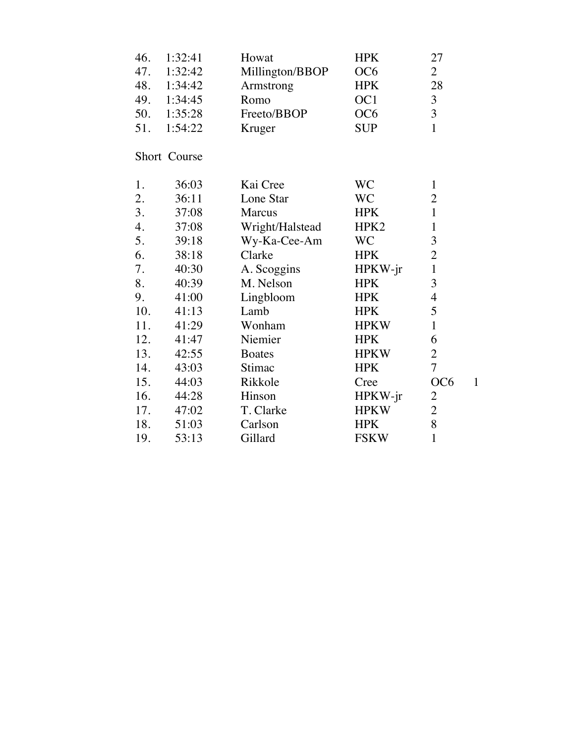| | | | | |
|---|---|---|---|---|
| 46. | 1:32:41 | Howat | HPK | 27 |
| 47. | 1:32:42 | Millington/BBOP | OC6 | 2 |
| 48. | 1:34:42 | Armstrong | HPK | 28 |
| 49. | 1:34:45 | Romo | OC1 | 3 |
| 50. | 1:35:28 | Freeto/BBOP | OC6 | 3 |
| 51. | 1:54:22 | Kruger | SUP | 1 |

Short Course

| | | | | | |
|---|---|---|---|---|---|
| 1. | 36:03 | Kai Cree | WC | 1 | |
| 2. | 36:11 | Lone Star | WC | 2 | |
| 3. | 37:08 | Marcus | HPK | 1 | |
| 4. | 37:08 | Wright/Halstead | HPK2 | 1 | |
| 5. | 39:18 | Wy-Ka-Cee-Am | WC | 3 | |
| 6. | 38:18 | Clarke | HPK | 2 | |
| 7. | 40:30 | A. Scoggins | HPKW-jr | 1 | |
| 8. | 40:39 | M. Nelson | HPK | 3 | |
| 9. | 41:00 | Lingbloom | HPK | 4 | |
| 10. | 41:13 | Lamb | HPK | 5 | |
| 11. | 41:29 | Wonham | HPKW | 1 | |
| 12. | 41:47 | Niemier | HPK | 6 | |
| 13. | 42:55 | Boates | HPKW | 2 | |
| 14. | 43:03 | Stimac | HPK | 7 | |
| 15. | 44:03 | Rikkole | Cree | OC6 | 1 |
| 16. | 44:28 | Hinson | HPKW-jr | 2 | |
| 17. | 47:02 | T. Clarke | HPKW | 2 | |
| 18. | 51:03 | Carlson | HPK | 8 | |
| 19. | 53:13 | Gillard | FSKW | 1 | |